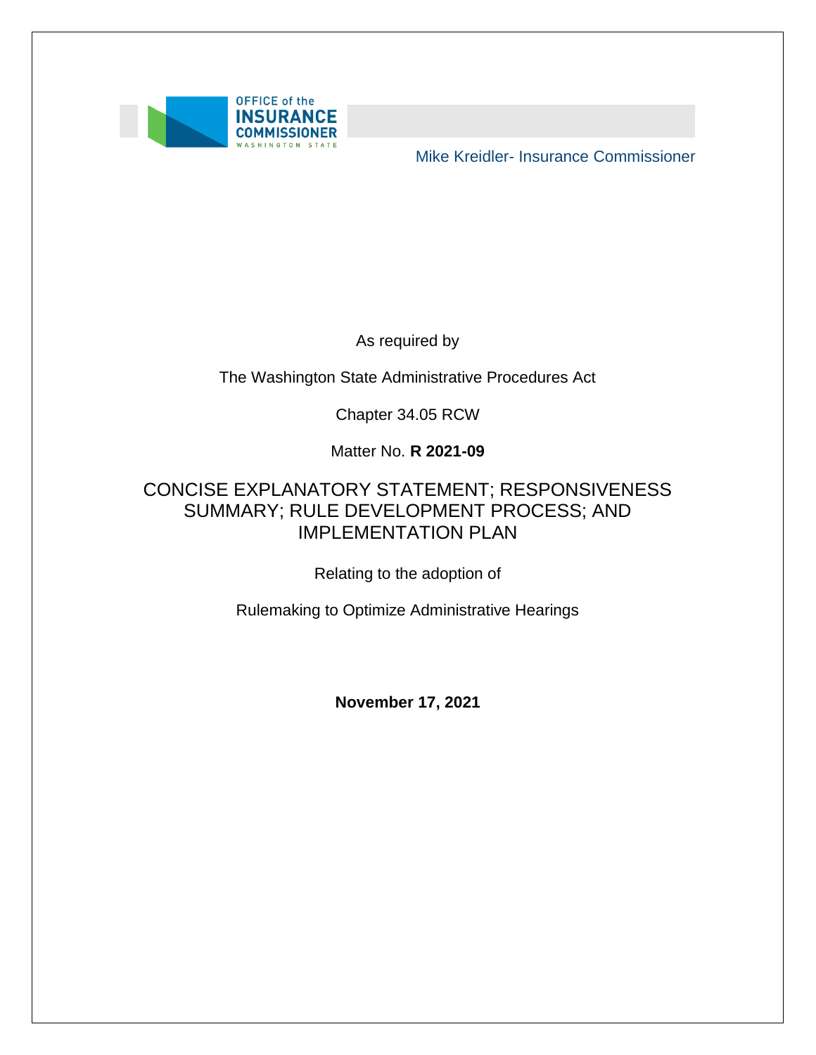OFFICE of the
INSURANCE
COMMISSIONER
WASHINGTON STATE

Mike Kreidler- Insurance Commissioner

As required by

The Washington State Administrative Procedures Act

Chapter 34.05 RCW

Matter No. **R 2021-09**

# CONCISE EXPLANATORY STATEMENT; RESPONSIVENESS SUMMARY; RULE DEVELOPMENT PROCESS; AND IMPLEMENTATION PLAN

Relating to the adoption of

Rulemaking to Optimize Administrative Hearings

**November 17, 2021**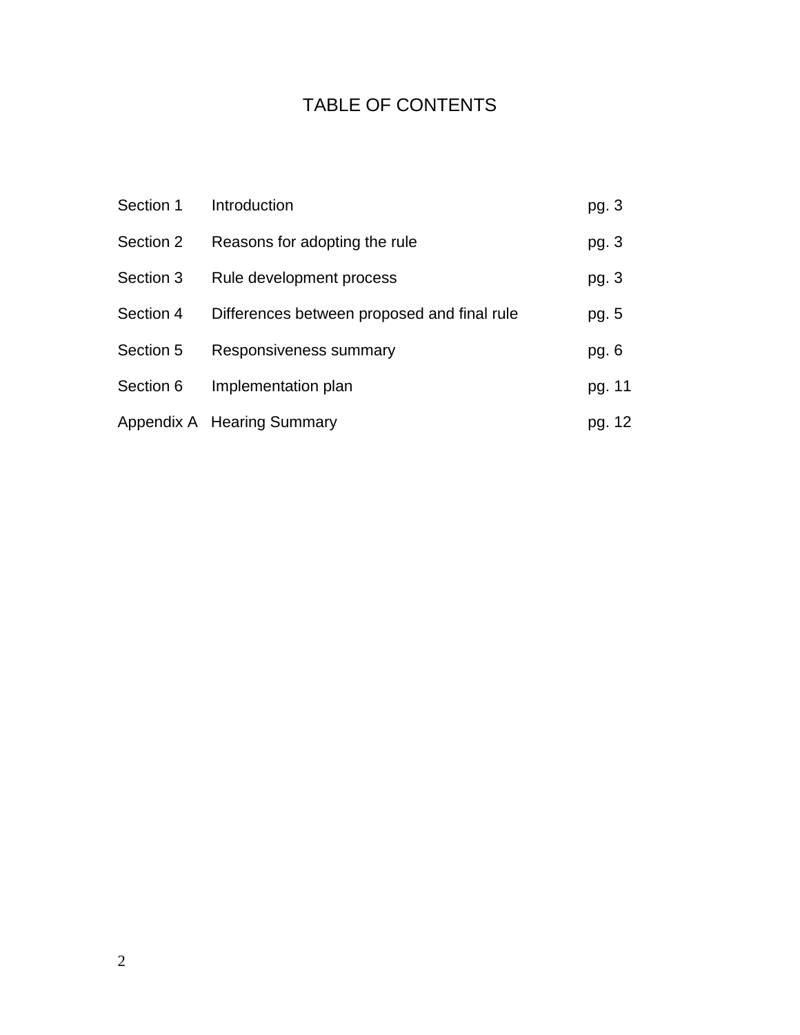# TABLE OF CONTENTS

| | | |
|---|---|---|
| Section 1 | Introduction | pg. 3 |
| Section 2 | Reasons for adopting the rule | pg. 3 |
| Section 3 | Rule development process | pg. 3 |
| Section 4 | Differences between proposed and final rule | pg. 5 |
| Section 5 | Responsiveness summary | pg. 6 |
| Section 6 | Implementation plan | pg. 11 |
| Appendix A | Hearing Summary | pg. 12 |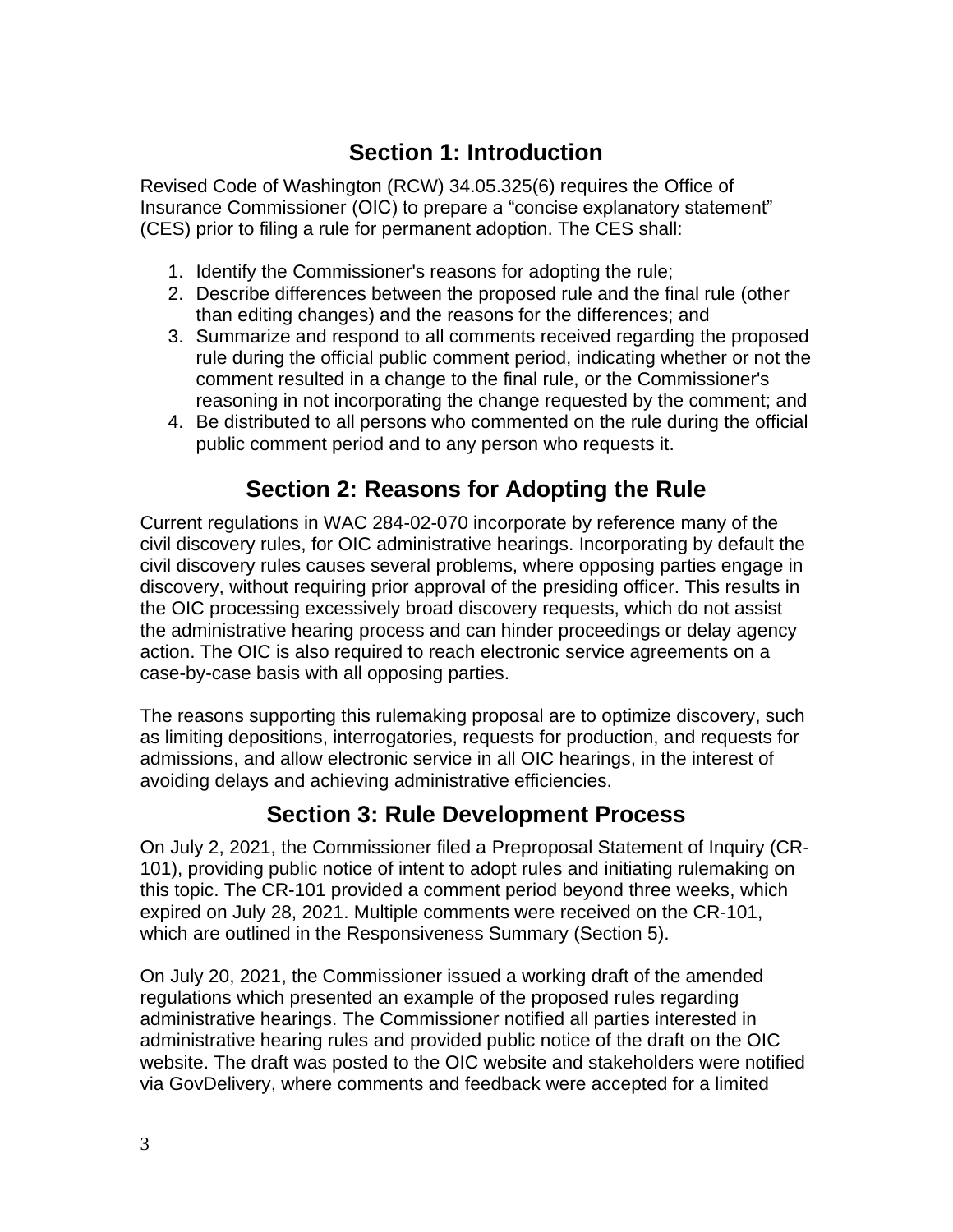## Section 1: Introduction

Revised Code of Washington (RCW) 34.05.325(6) requires the Office of Insurance Commissioner (OIC) to prepare a "concise explanatory statement" (CES) prior to filing a rule for permanent adoption. The CES shall:

1. Identify the Commissioner's reasons for adopting the rule;
2. Describe differences between the proposed rule and the final rule (other than editing changes) and the reasons for the differences; and
3. Summarize and respond to all comments received regarding the proposed rule during the official public comment period, indicating whether or not the comment resulted in a change to the final rule, or the Commissioner's reasoning in not incorporating the change requested by the comment; and
4. Be distributed to all persons who commented on the rule during the official public comment period and to any person who requests it.

## Section 2: Reasons for Adopting the Rule

Current regulations in WAC 284-02-070 incorporate by reference many of the civil discovery rules, for OIC administrative hearings. Incorporating by default the civil discovery rules causes several problems, where opposing parties engage in discovery, without requiring prior approval of the presiding officer. This results in the OIC processing excessively broad discovery requests, which do not assist the administrative hearing process and can hinder proceedings or delay agency action. The OIC is also required to reach electronic service agreements on a case-by-case basis with all opposing parties.

The reasons supporting this rulemaking proposal are to optimize discovery, such as limiting depositions, interrogatories, requests for production, and requests for admissions, and allow electronic service in all OIC hearings, in the interest of avoiding delays and achieving administrative efficiencies.

## Section 3: Rule Development Process

On July 2, 2021, the Commissioner filed a Preproposal Statement of Inquiry (CR-101), providing public notice of intent to adopt rules and initiating rulemaking on this topic. The CR-101 provided a comment period beyond three weeks, which expired on July 28, 2021. Multiple comments were received on the CR-101, which are outlined in the Responsiveness Summary (Section 5).

On July 20, 2021, the Commissioner issued a working draft of the amended regulations which presented an example of the proposed rules regarding administrative hearings. The Commissioner notified all parties interested in administrative hearing rules and provided public notice of the draft on the OIC website. The draft was posted to the OIC website and stakeholders were notified via GovDelivery, where comments and feedback were accepted for a limited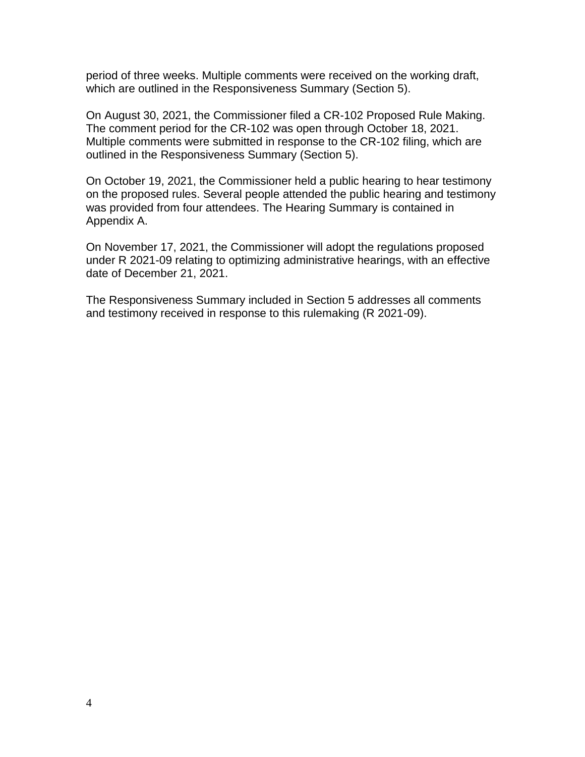period of three weeks. Multiple comments were received on the working draft, which are outlined in the Responsiveness Summary (Section 5).

On August 30, 2021, the Commissioner filed a CR-102 Proposed Rule Making. The comment period for the CR-102 was open through October 18, 2021. Multiple comments were submitted in response to the CR-102 filing, which are outlined in the Responsiveness Summary (Section 5).

On October 19, 2021, the Commissioner held a public hearing to hear testimony on the proposed rules. Several people attended the public hearing and testimony was provided from four attendees. The Hearing Summary is contained in Appendix A.

On November 17, 2021, the Commissioner will adopt the regulations proposed under R 2021-09 relating to optimizing administrative hearings, with an effective date of December 21, 2021.

The Responsiveness Summary included in Section 5 addresses all comments and testimony received in response to this rulemaking (R 2021-09).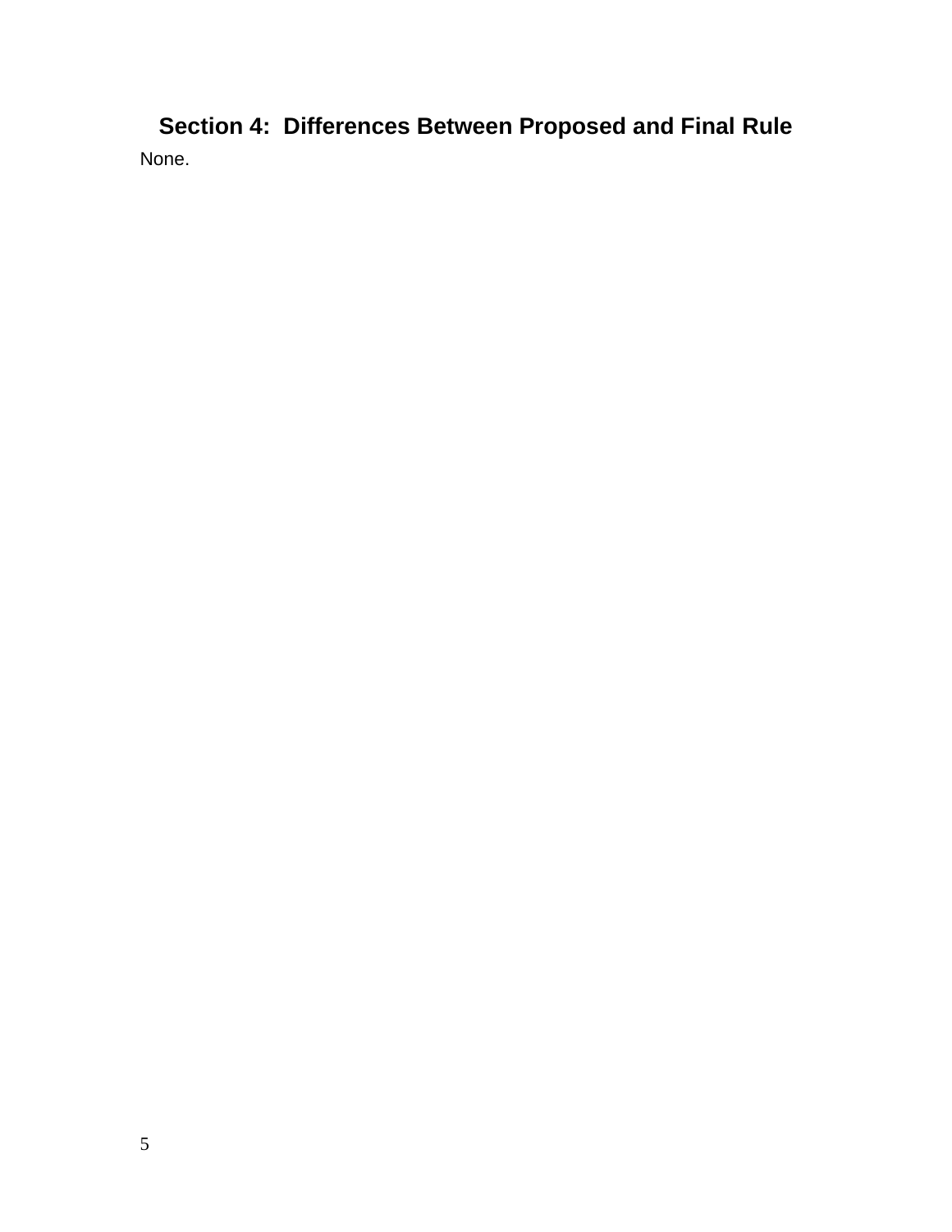## Section 4: Differences Between Proposed and Final Rule

None.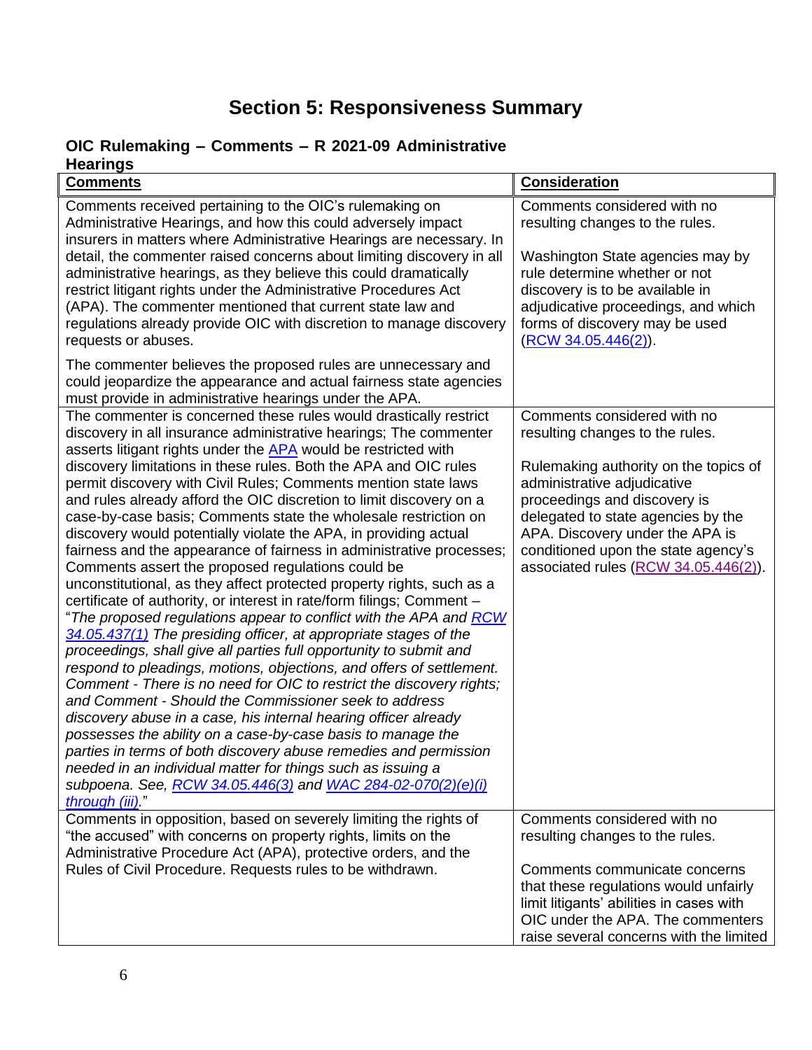# Section 5: Responsiveness Summary

## OIC Rulemaking – Comments – R 2021-09 Administrative Hearings

| Comments | Consideration |
|---|---|
| Comments received pertaining to the OIC's rulemaking on Administrative Hearings, and how this could adversely impact insurers in matters where Administrative Hearings are necessary. In detail, the commenter raised concerns about limiting discovery in all administrative hearings, as they believe this could dramatically restrict litigant rights under the Administrative Procedures Act (APA). The commenter mentioned that current state law and regulations already provide OIC with discretion to manage discovery requests or abuses.<br><br>The commenter believes the proposed rules are unnecessary and could jeopardize the appearance and actual fairness state agencies must provide in administrative hearings under the APA. | Comments considered with no resulting changes to the rules.<br><br>Washington State agencies may by rule determine whether or not discovery is to be available in adjudicative proceedings, and which forms of discovery may be used (RCW 34.05.446(2)). |
| The commenter is concerned these rules would drastically restrict discovery in all insurance administrative hearings; The commenter asserts litigant rights under the APA would be restricted with discovery limitations in these rules. Both the APA and OIC rules permit discovery with Civil Rules; Comments mention state laws and rules already afford the OIC discretion to limit discovery on a case-by-case basis; Comments state the wholesale restriction on discovery would potentially violate the APA, in providing actual fairness and the appearance of fairness in administrative processes; Comments assert the proposed regulations could be unconstitutional, as they affect protected property rights, such as a certificate of authority, or interest in rate/form filings; Comment – "*The proposed regulations appear to conflict with the APA and RCW 34.05.437(1) The presiding officer, at appropriate stages of the proceedings, shall give all parties full opportunity to submit and respond to pleadings, motions, objections, and offers of settlement. Comment - There is no need for OIC to restrict the discovery rights; and Comment - Should the Commissioner seek to address discovery abuse in a case, his internal hearing officer already possesses the ability on a case-by-case basis to manage the parties in terms of both discovery abuse remedies and permission needed in an individual matter for things such as issuing a subpoena. See, RCW 34.05.446(3) and WAC 284-02-070(2)(e)(i) through (iii).*" | Comments considered with no resulting changes to the rules.<br><br>Rulemaking authority on the topics of administrative adjudicative proceedings and discovery is delegated to state agencies by the APA. Discovery under the APA is conditioned upon the state agency's associated rules (RCW 34.05.446(2)). |
| Comments in opposition, based on severely limiting the rights of "the accused" with concerns on property rights, limits on the Administrative Procedure Act (APA), protective orders, and the Rules of Civil Procedure. Requests rules to be withdrawn. | Comments considered with no resulting changes to the rules.<br><br>Comments communicate concerns that these regulations would unfairly limit litigants' abilities in cases with OIC under the APA. The commenters raise several concerns with the limited |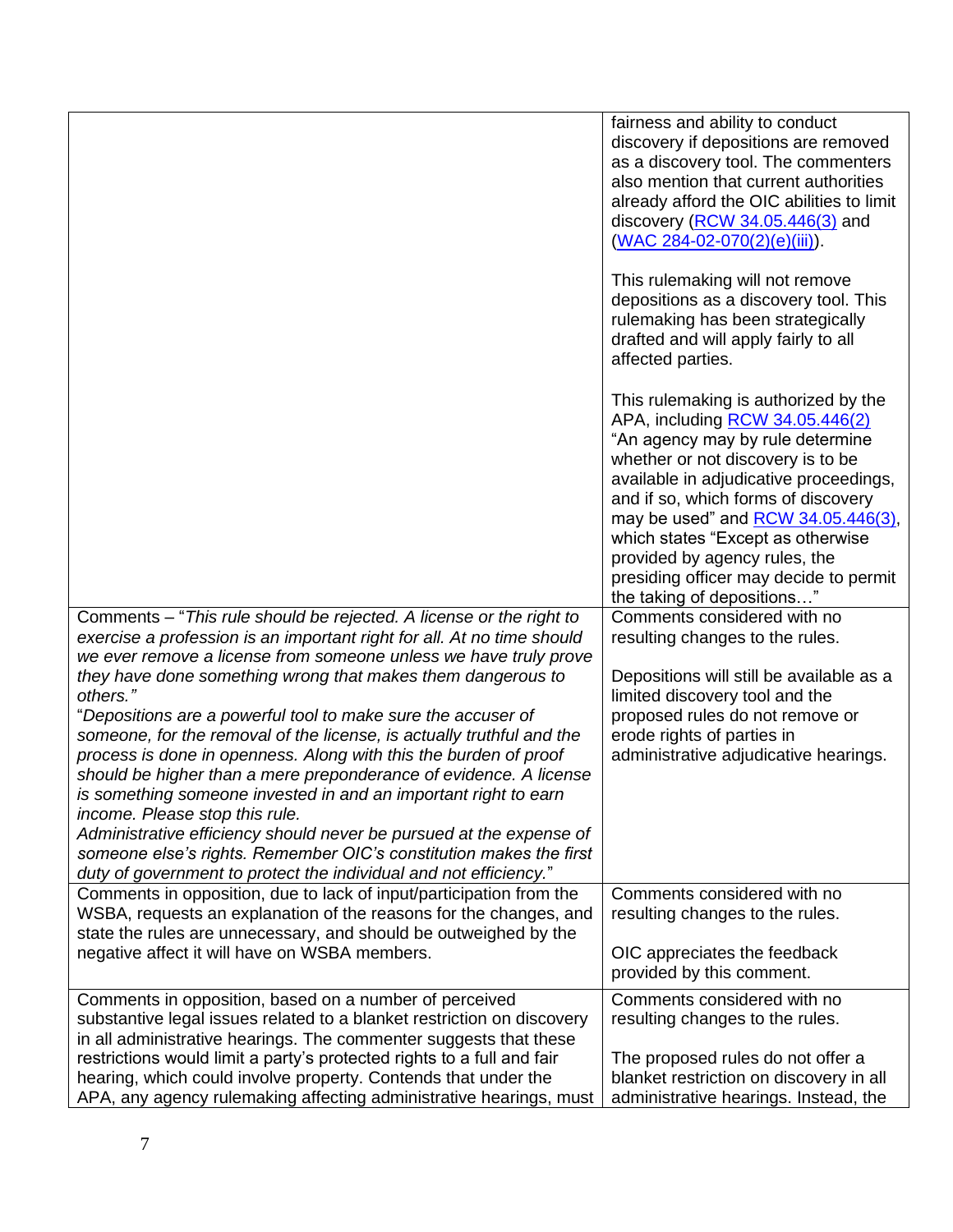| | |
|---|---|
| | fairness and ability to conduct discovery if depositions are removed as a discovery tool. The commenters also mention that current authorities already afford the OIC abilities to limit discovery (RCW 34.05.446(3) and (WAC 284-02-070(2)(e)(iii)).<br><br>This rulemaking will not remove depositions as a discovery tool. This rulemaking has been strategically drafted and will apply fairly to all affected parties.<br><br>This rulemaking is authorized by the APA, including RCW 34.05.446(2) "An agency may by rule determine whether or not discovery is to be available in adjudicative proceedings, and if so, which forms of discovery may be used" and RCW 34.05.446(3), which states "Except as otherwise provided by agency rules, the presiding officer may decide to permit the taking of depositions…" |
| Comments – "*This rule should be rejected. A license or the right to exercise a profession is an important right for all. At no time should we ever remove a license from someone unless we have truly prove they have done something wrong that makes them dangerous to others.*"<br>"*Depositions are a powerful tool to make sure the accuser of someone, for the removal of the license, is actually truthful and the process is done in openness. Along with this the burden of proof should be higher than a mere preponderance of evidence. A license is something someone invested in and an important right to earn income. Please stop this rule.*<br>*Administrative efficiency should never be pursued at the expense of someone else's rights. Remember OIC's constitution makes the first duty of government to protect the individual and not efficiency.*" | Comments considered with no resulting changes to the rules.<br><br>Depositions will still be available as a limited discovery tool and the proposed rules do not remove or erode rights of parties in administrative adjudicative hearings. |
| Comments in opposition, due to lack of input/participation from the WSBA, requests an explanation of the reasons for the changes, and state the rules are unnecessary, and should be outweighed by the negative affect it will have on WSBA members. | Comments considered with no resulting changes to the rules.<br><br>OIC appreciates the feedback provided by this comment. |
| Comments in opposition, based on a number of perceived substantive legal issues related to a blanket restriction on discovery in all administrative hearings. The commenter suggests that these restrictions would limit a party's protected rights to a full and fair hearing, which could involve property. Contends that under the APA, any agency rulemaking affecting administrative hearings, must | Comments considered with no resulting changes to the rules.<br><br>The proposed rules do not offer a blanket restriction on discovery in all administrative hearings. Instead, the |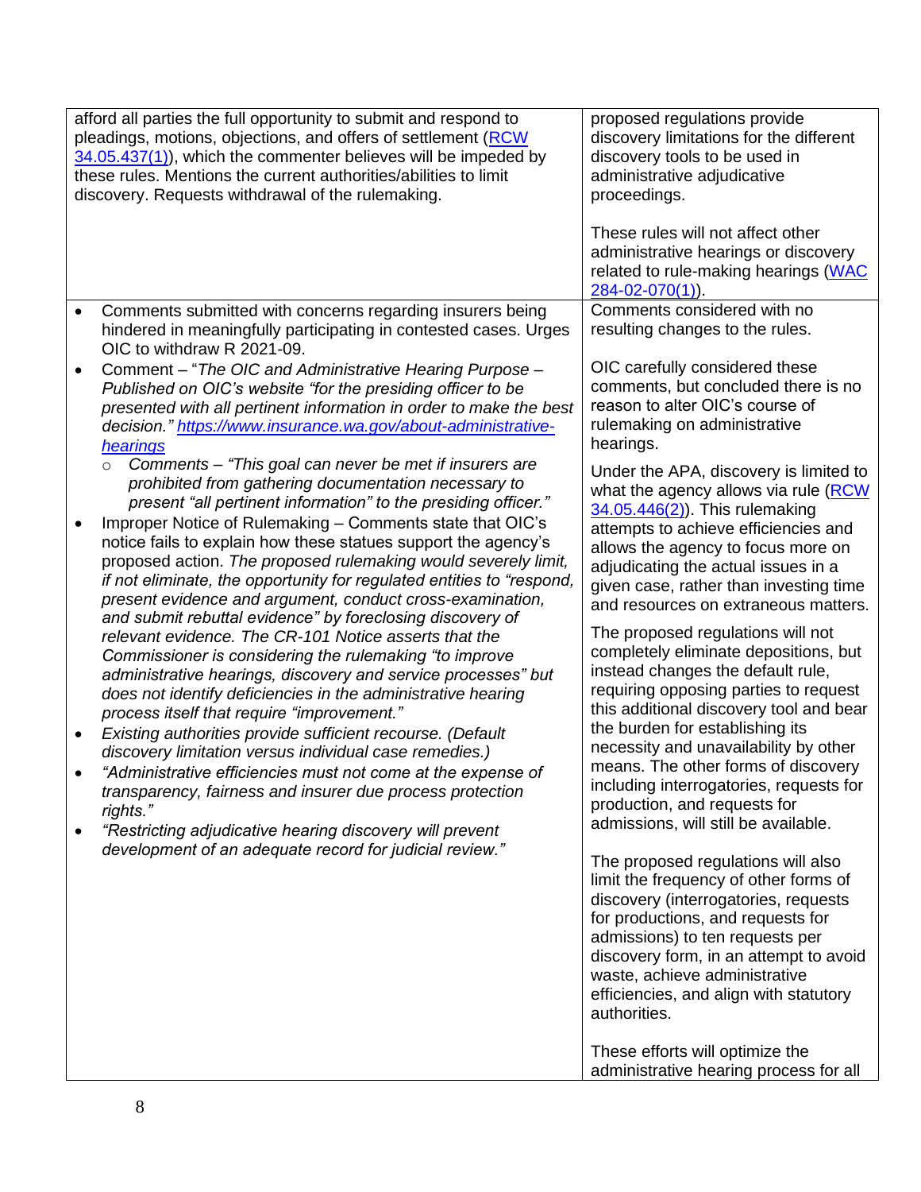| | |
|---|---|
| afford all parties the full opportunity to submit and respond to pleadings, motions, objections, and offers of settlement ([RCW 34.05.437(1)](RCW 34.05.437(1))), which the commenter believes will be impeded by these rules. Mentions the current authorities/abilities to limit discovery. Requests withdrawal of the rulemaking. | proposed regulations provide discovery limitations for the different discovery tools to be used in administrative adjudicative proceedings.<br><br>These rules will not affect other administrative hearings or discovery related to rule-making hearings ([WAC 284-02-070(1)](WAC 284-02-070(1))). |
| • Comments submitted with concerns regarding insurers being hindered in meaningfully participating in contested cases. Urges OIC to withdraw R 2021-09.<br>• Comment – "*The OIC and Administrative Hearing Purpose – Published on OIC's website "for the presiding officer to be presented with all pertinent information in order to make the best decision."* [*https://www.insurance.wa.gov/about-administrative-hearings*](https://www.insurance.wa.gov/about-administrative-hearings)<br>  ○ *Comments – "This goal can never be met if insurers are prohibited from gathering documentation necessary to present "all pertinent information" to the presiding officer."*<br>• Improper Notice of Rulemaking – Comments state that OIC's notice fails to explain how these statues support the agency's proposed action. *The proposed rulemaking would severely limit, if not eliminate, the opportunity for regulated entities to "respond, present evidence and argument, conduct cross-examination, and submit rebuttal evidence" by foreclosing discovery of relevant evidence. The CR-101 Notice asserts that the Commissioner is considering the rulemaking "to improve administrative hearings, discovery and service processes" but does not identify deficiencies in the administrative hearing process itself that require "improvement."*<br>• *Existing authorities provide sufficient recourse. (Default discovery limitation versus individual case remedies.)*<br>• *"Administrative efficiencies must not come at the expense of transparency, fairness and insurer due process protection rights."*<br>• *"Restricting adjudicative hearing discovery will prevent development of an adequate record for judicial review."* | Comments considered with no resulting changes to the rules.<br><br>OIC carefully considered these comments, but concluded there is no reason to alter OIC's course of rulemaking on administrative hearings.<br><br>Under the APA, discovery is limited to what the agency allows via rule ([RCW 34.05.446(2)](RCW 34.05.446(2))). This rulemaking attempts to achieve efficiencies and allows the agency to focus more on adjudicating the actual issues in a given case, rather than investing time and resources on extraneous matters.<br><br>The proposed regulations will not completely eliminate depositions, but instead changes the default rule, requiring opposing parties to request this additional discovery tool and bear the burden for establishing its necessity and unavailability by other means. The other forms of discovery including interrogatories, requests for production, and requests for admissions, will still be available.<br><br>The proposed regulations will also limit the frequency of other forms of discovery (interrogatories, requests for productions, and requests for admissions) to ten requests per discovery form, in an attempt to avoid waste, achieve administrative efficiencies, and align with statutory authorities.<br><br>These efforts will optimize the administrative hearing process for all |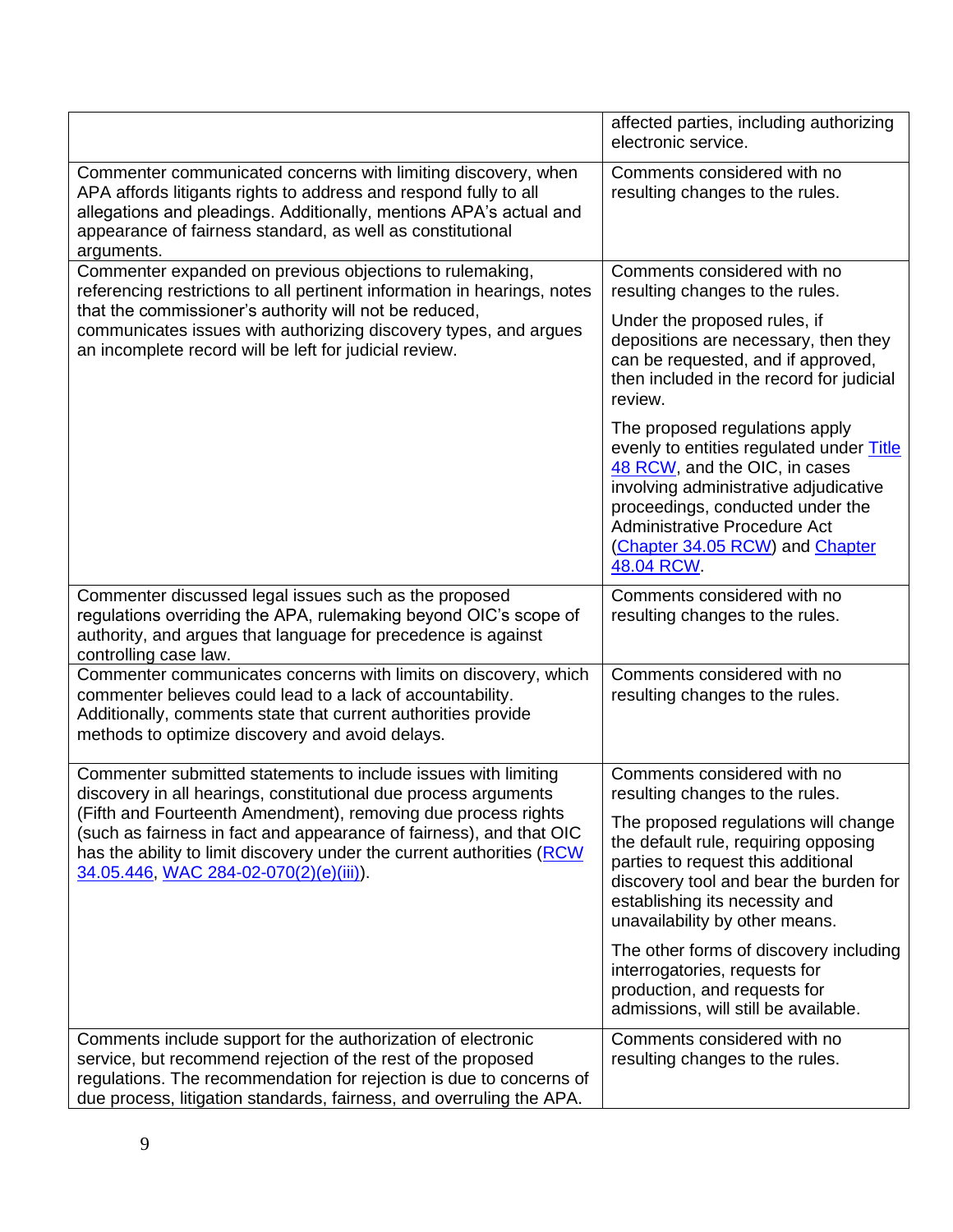| | |
|---|---|
| | affected parties, including authorizing electronic service. |
| Commenter communicated concerns with limiting discovery, when APA affords litigants rights to address and respond fully to all allegations and pleadings. Additionally, mentions APA's actual and appearance of fairness standard, as well as constitutional arguments. | Comments considered with no resulting changes to the rules. |
| Commenter expanded on previous objections to rulemaking, referencing restrictions to all pertinent information in hearings, notes that the commissioner's authority will not be reduced, communicates issues with authorizing discovery types, and argues an incomplete record will be left for judicial review. | Comments considered with no resulting changes to the rules.<br><br>Under the proposed rules, if depositions are necessary, then they can be requested, and if approved, then included in the record for judicial review.<br><br>The proposed regulations apply evenly to entities regulated under Title 48 RCW, and the OIC, in cases involving administrative adjudicative proceedings, conducted under the Administrative Procedure Act (Chapter 34.05 RCW) and Chapter 48.04 RCW. |
| Commenter discussed legal issues such as the proposed regulations overriding the APA, rulemaking beyond OIC's scope of authority, and argues that language for precedence is against controlling case law. | Comments considered with no resulting changes to the rules. |
| Commenter communicates concerns with limits on discovery, which commenter believes could lead to a lack of accountability. Additionally, comments state that current authorities provide methods to optimize discovery and avoid delays. | Comments considered with no resulting changes to the rules. |
| Commenter submitted statements to include issues with limiting discovery in all hearings, constitutional due process arguments (Fifth and Fourteenth Amendment), removing due process rights (such as fairness in fact and appearance of fairness), and that OIC has the ability to limit discovery under the current authorities (RCW 34.05.446, WAC 284-02-070(2)(e)(iii)). | Comments considered with no resulting changes to the rules.<br><br>The proposed regulations will change the default rule, requiring opposing parties to request this additional discovery tool and bear the burden for establishing its necessity and unavailability by other means.<br><br>The other forms of discovery including interrogatories, requests for production, and requests for admissions, will still be available. |
| Comments include support for the authorization of electronic service, but recommend rejection of the rest of the proposed regulations. The recommendation for rejection is due to concerns of due process, litigation standards, fairness, and overruling the APA. | Comments considered with no resulting changes to the rules. |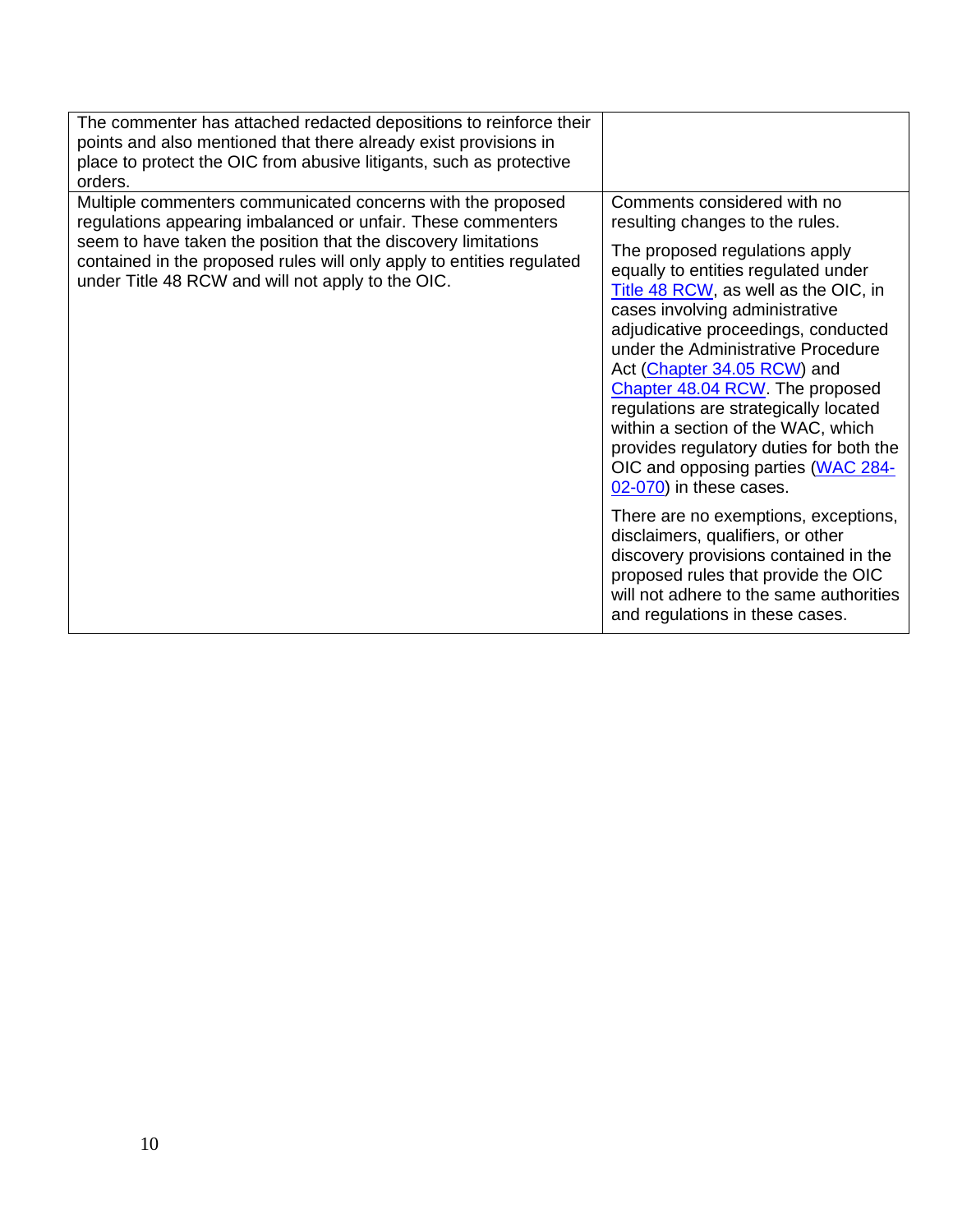| | |
|---|---|
| The commenter has attached redacted depositions to reinforce their points and also mentioned that there already exist provisions in place to protect the OIC from abusive litigants, such as protective orders. | |
| Multiple commenters communicated concerns with the proposed regulations appearing imbalanced or unfair. These commenters seem to have taken the position that the discovery limitations contained in the proposed rules will only apply to entities regulated under Title 48 RCW and will not apply to the OIC. | Comments considered with no resulting changes to the rules.<br><br>The proposed regulations apply equally to entities regulated under [Title 48 RCW](), as well as the OIC, in cases involving administrative adjudicative proceedings, conducted under the Administrative Procedure Act ([Chapter 34.05 RCW]()) and [Chapter 48.04 RCW](). The proposed regulations are strategically located within a section of the WAC, which provides regulatory duties for both the OIC and opposing parties ([WAC 284-02-070]()) in these cases.<br><br>There are no exemptions, exceptions, disclaimers, qualifiers, or other discovery provisions contained in the proposed rules that provide the OIC will not adhere to the same authorities and regulations in these cases. |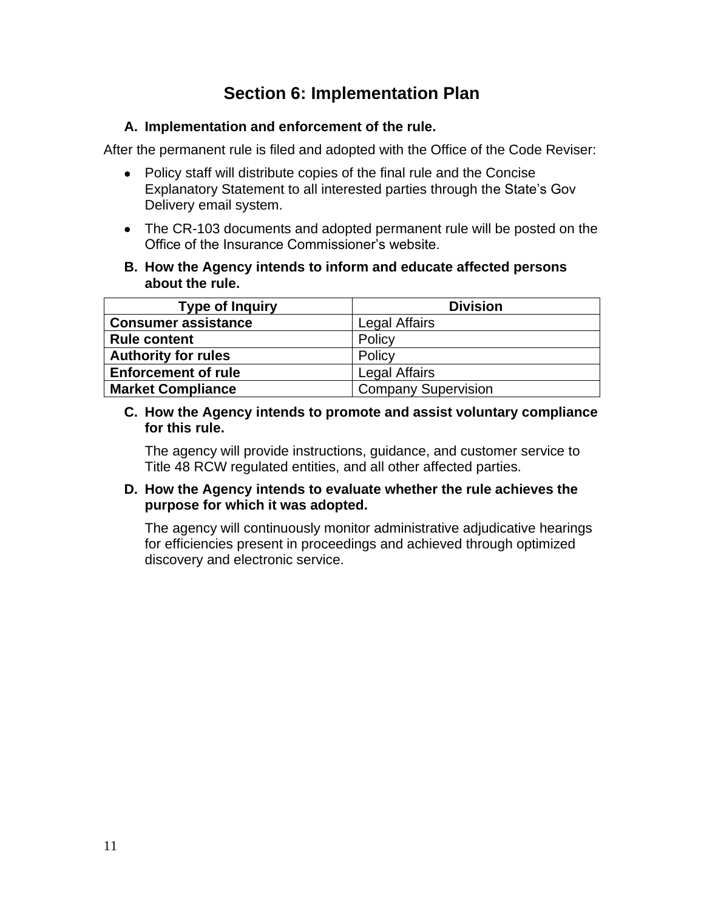# Section 6: Implementation Plan

**A. Implementation and enforcement of the rule.**

After the permanent rule is filed and adopted with the Office of the Code Reviser:

- Policy staff will distribute copies of the final rule and the Concise Explanatory Statement to all interested parties through the State's Gov Delivery email system.
- The CR-103 documents and adopted permanent rule will be posted on the Office of the Insurance Commissioner's website.

**B. How the Agency intends to inform and educate affected persons about the rule.**

| Type of Inquiry | Division |
| --- | --- |
| **Consumer assistance** | Legal Affairs |
| **Rule content** | Policy |
| **Authority for rules** | Policy |
| **Enforcement of rule** | Legal Affairs |
| **Market Compliance** | Company Supervision |

**C. How the Agency intends to promote and assist voluntary compliance for this rule.**

The agency will provide instructions, guidance, and customer service to Title 48 RCW regulated entities, and all other affected parties.

**D. How the Agency intends to evaluate whether the rule achieves the purpose for which it was adopted.**

The agency will continuously monitor administrative adjudicative hearings for efficiencies present in proceedings and achieved through optimized discovery and electronic service.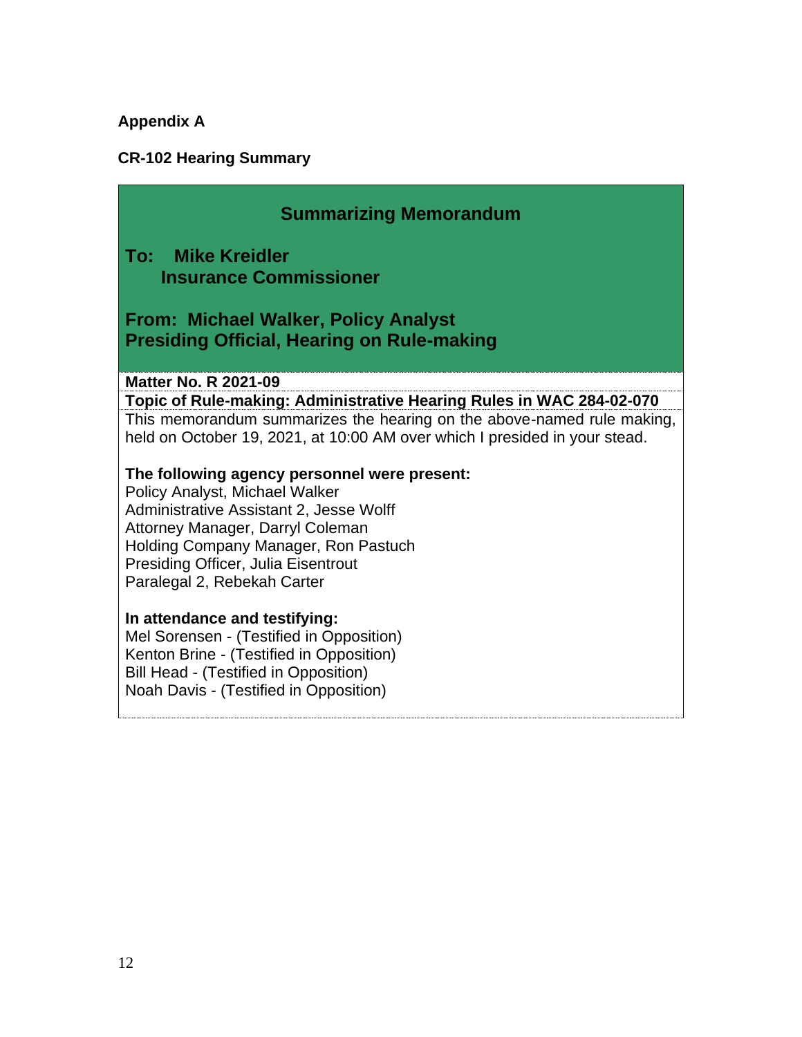**Appendix A**

**CR-102 Hearing Summary**

## Summarizing Memorandum

**To: Mike Kreidler**
**Insurance Commissioner**

**From: Michael Walker, Policy Analyst**
**Presiding Official, Hearing on Rule-making**

**Matter No. R 2021-09**

**Topic of Rule-making: Administrative Hearing Rules in WAC 284-02-070**

This memorandum summarizes the hearing on the above-named rule making, held on October 19, 2021, at 10:00 AM over which I presided in your stead.

**The following agency personnel were present:**

Policy Analyst, Michael Walker
Administrative Assistant 2, Jesse Wolff
Attorney Manager, Darryl Coleman
Holding Company Manager, Ron Pastuch
Presiding Officer, Julia Eisentrout
Paralegal 2, Rebekah Carter

**In attendance and testifying:**

Mel Sorensen - (Testified in Opposition)
Kenton Brine - (Testified in Opposition)
Bill Head - (Testified in Opposition)
Noah Davis - (Testified in Opposition)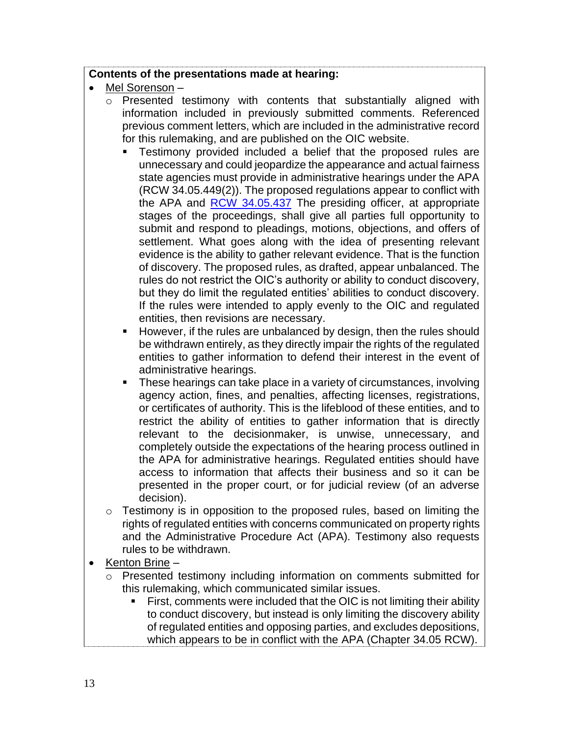**Contents of the presentations made at hearing:**

- Mel Sorenson –
  - Presented testimony with contents that substantially aligned with information included in previously submitted comments. Referenced previous comment letters, which are included in the administrative record for this rulemaking, and are published on the OIC website.
    - Testimony provided included a belief that the proposed rules are unnecessary and could jeopardize the appearance and actual fairness state agencies must provide in administrative hearings under the APA (RCW 34.05.449(2)). The proposed regulations appear to conflict with the APA and [RCW 34.05.437](RCW 34.05.437) The presiding officer, at appropriate stages of the proceedings, shall give all parties full opportunity to submit and respond to pleadings, motions, objections, and offers of settlement. What goes along with the idea of presenting relevant evidence is the ability to gather relevant evidence. That is the function of discovery. The proposed rules, as drafted, appear unbalanced. The rules do not restrict the OIC's authority or ability to conduct discovery, but they do limit the regulated entities' abilities to conduct discovery. If the rules were intended to apply evenly to the OIC and regulated entities, then revisions are necessary.
    - However, if the rules are unbalanced by design, then the rules should be withdrawn entirely, as they directly impair the rights of the regulated entities to gather information to defend their interest in the event of administrative hearings.
    - These hearings can take place in a variety of circumstances, involving agency action, fines, and penalties, affecting licenses, registrations, or certificates of authority. This is the lifeblood of these entities, and to restrict the ability of entities to gather information that is directly relevant to the decisionmaker, is unwise, unnecessary, and completely outside the expectations of the hearing process outlined in the APA for administrative hearings. Regulated entities should have access to information that affects their business and so it can be presented in the proper court, or for judicial review (of an adverse decision).
  - Testimony is in opposition to the proposed rules, based on limiting the rights of regulated entities with concerns communicated on property rights and the Administrative Procedure Act (APA). Testimony also requests rules to be withdrawn.
- Kenton Brine –
  - Presented testimony including information on comments submitted for this rulemaking, which communicated similar issues.
    - First, comments were included that the OIC is not limiting their ability to conduct discovery, but instead is only limiting the discovery ability of regulated entities and opposing parties, and excludes depositions, which appears to be in conflict with the APA (Chapter 34.05 RCW).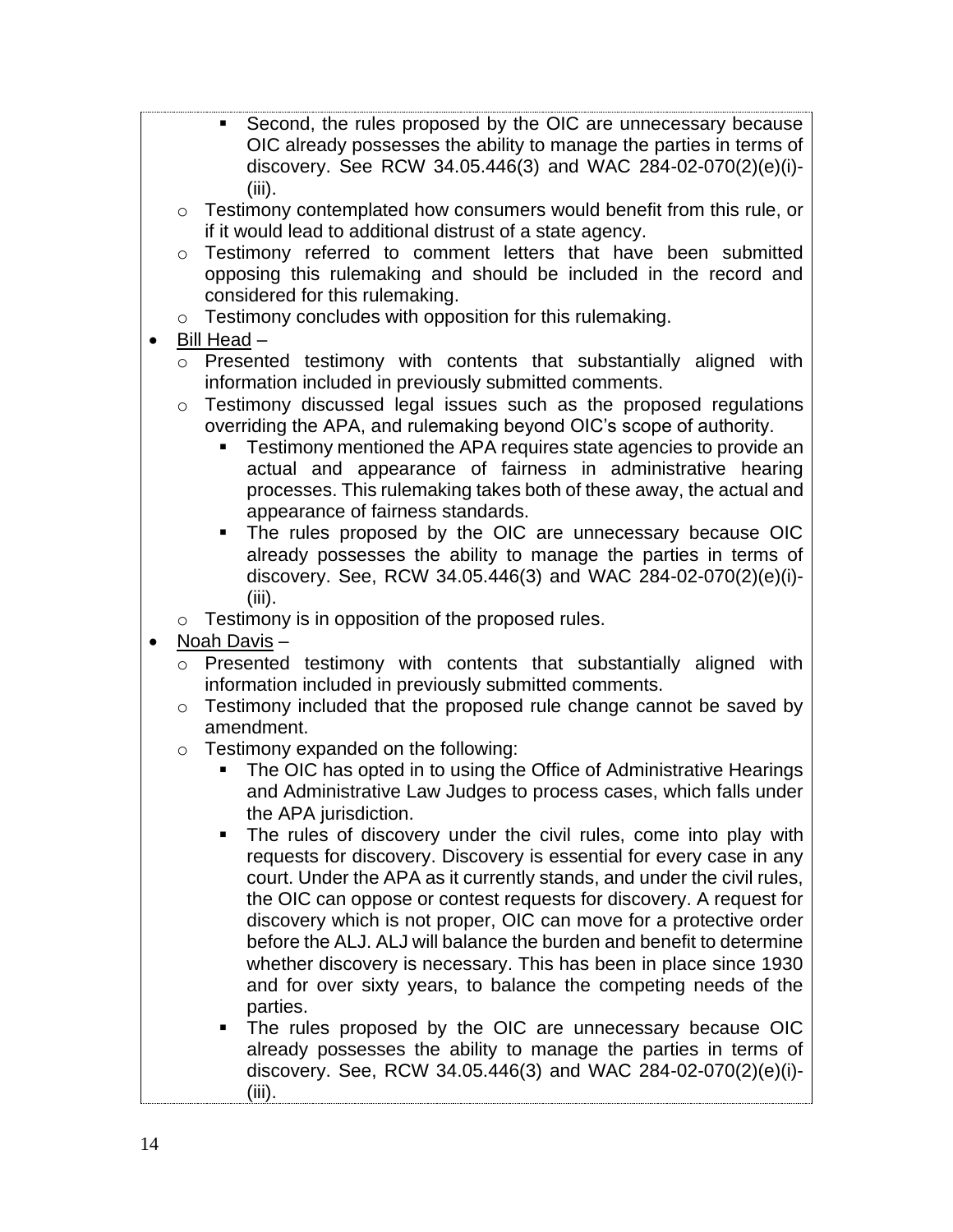- Second, the rules proposed by the OIC are unnecessary because OIC already possesses the ability to manage the parties in terms of discovery. See RCW 34.05.446(3) and WAC 284-02-070(2)(e)(i)-(iii).
    - Testimony contemplated how consumers would benefit from this rule, or if it would lead to additional distrust of a state agency.
    - Testimony referred to comment letters that have been submitted opposing this rulemaking and should be included in the record and considered for this rulemaking.
    - Testimony concludes with opposition for this rulemaking.
- <u>Bill Head</u> –
    - Presented testimony with contents that substantially aligned with information included in previously submitted comments.
    - Testimony discussed legal issues such as the proposed regulations overriding the APA, and rulemaking beyond OIC's scope of authority.
        - Testimony mentioned the APA requires state agencies to provide an actual and appearance of fairness in administrative hearing processes. This rulemaking takes both of these away, the actual and appearance of fairness standards.
        - The rules proposed by the OIC are unnecessary because OIC already possesses the ability to manage the parties in terms of discovery. See, RCW 34.05.446(3) and WAC 284-02-070(2)(e)(i)-(iii).
    - Testimony is in opposition of the proposed rules.
- <u>Noah Davis</u> –
    - Presented testimony with contents that substantially aligned with information included in previously submitted comments.
    - Testimony included that the proposed rule change cannot be saved by amendment.
    - Testimony expanded on the following:
        - The OIC has opted in to using the Office of Administrative Hearings and Administrative Law Judges to process cases, which falls under the APA jurisdiction.
        - The rules of discovery under the civil rules, come into play with requests for discovery. Discovery is essential for every case in any court. Under the APA as it currently stands, and under the civil rules, the OIC can oppose or contest requests for discovery. A request for discovery which is not proper, OIC can move for a protective order before the ALJ. ALJ will balance the burden and benefit to determine whether discovery is necessary. This has been in place since 1930 and for over sixty years, to balance the competing needs of the parties.
        - The rules proposed by the OIC are unnecessary because OIC already possesses the ability to manage the parties in terms of discovery. See, RCW 34.05.446(3) and WAC 284-02-070(2)(e)(i)-(iii).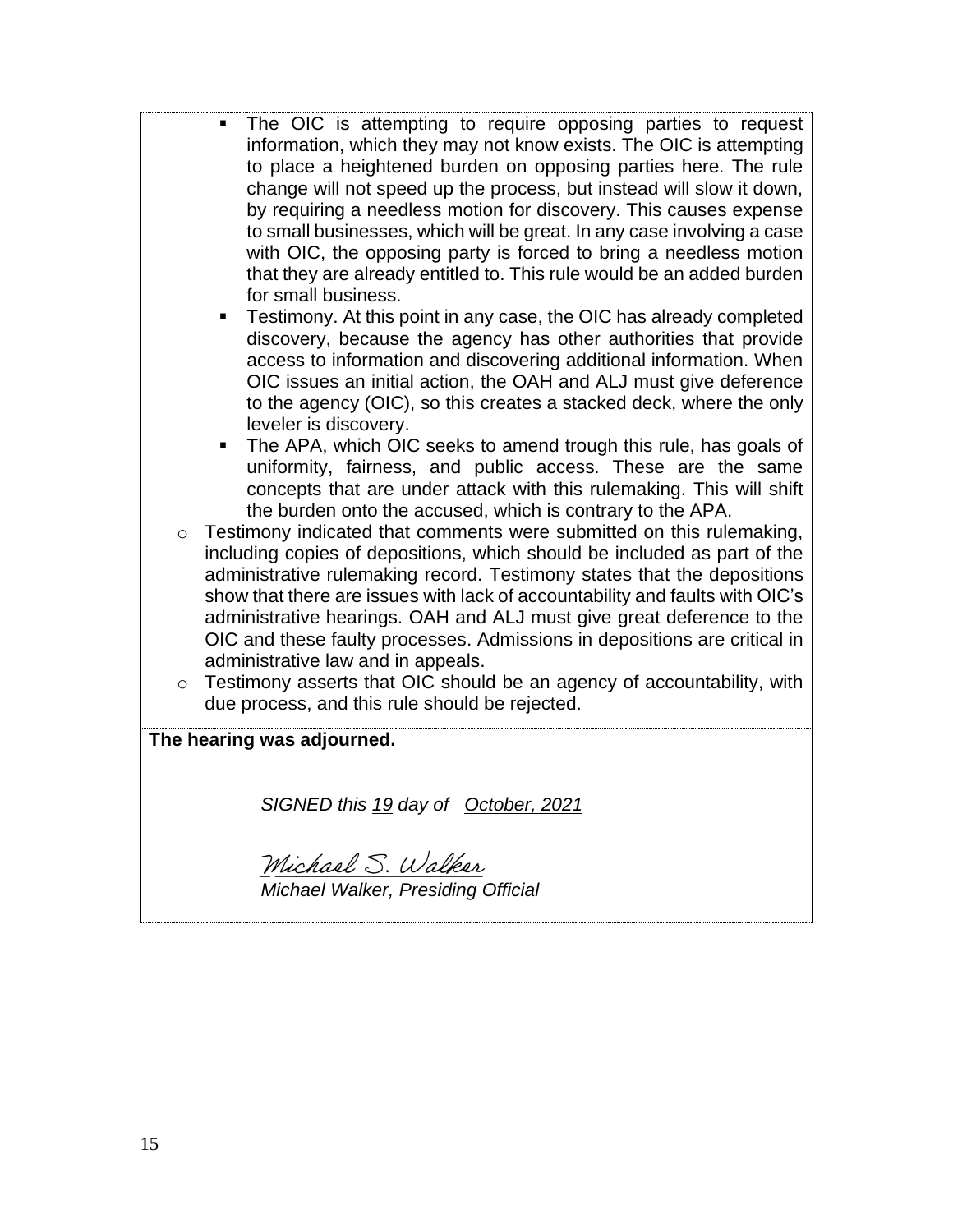- The OIC is attempting to require opposing parties to request information, which they may not know exists. The OIC is attempting to place a heightened burden on opposing parties here. The rule change will not speed up the process, but instead will slow it down, by requiring a needless motion for discovery. This causes expense to small businesses, which will be great. In any case involving a case with OIC, the opposing party is forced to bring a needless motion that they are already entitled to. This rule would be an added burden for small business.
    - Testimony. At this point in any case, the OIC has already completed discovery, because the agency has other authorities that provide access to information and discovering additional information. When OIC issues an initial action, the OAH and ALJ must give deference to the agency (OIC), so this creates a stacked deck, where the only leveler is discovery.
    - The APA, which OIC seeks to amend trough this rule, has goals of uniformity, fairness, and public access. These are the same concepts that are under attack with this rulemaking. This will shift the burden onto the accused, which is contrary to the APA.
  - Testimony indicated that comments were submitted on this rulemaking, including copies of depositions, which should be included as part of the administrative rulemaking record. Testimony states that the depositions show that there are issues with lack of accountability and faults with OIC's administrative hearings. OAH and ALJ must give great deference to the OIC and these faulty processes. Admissions in depositions are critical in administrative law and in appeals.
  - Testimony asserts that OIC should be an agency of accountability, with due process, and this rule should be rejected.

**The hearing was adjourned.**

*SIGNED this 19 day of October, 2021*

*Michael S. Walker*
*Michael Walker, Presiding Official*